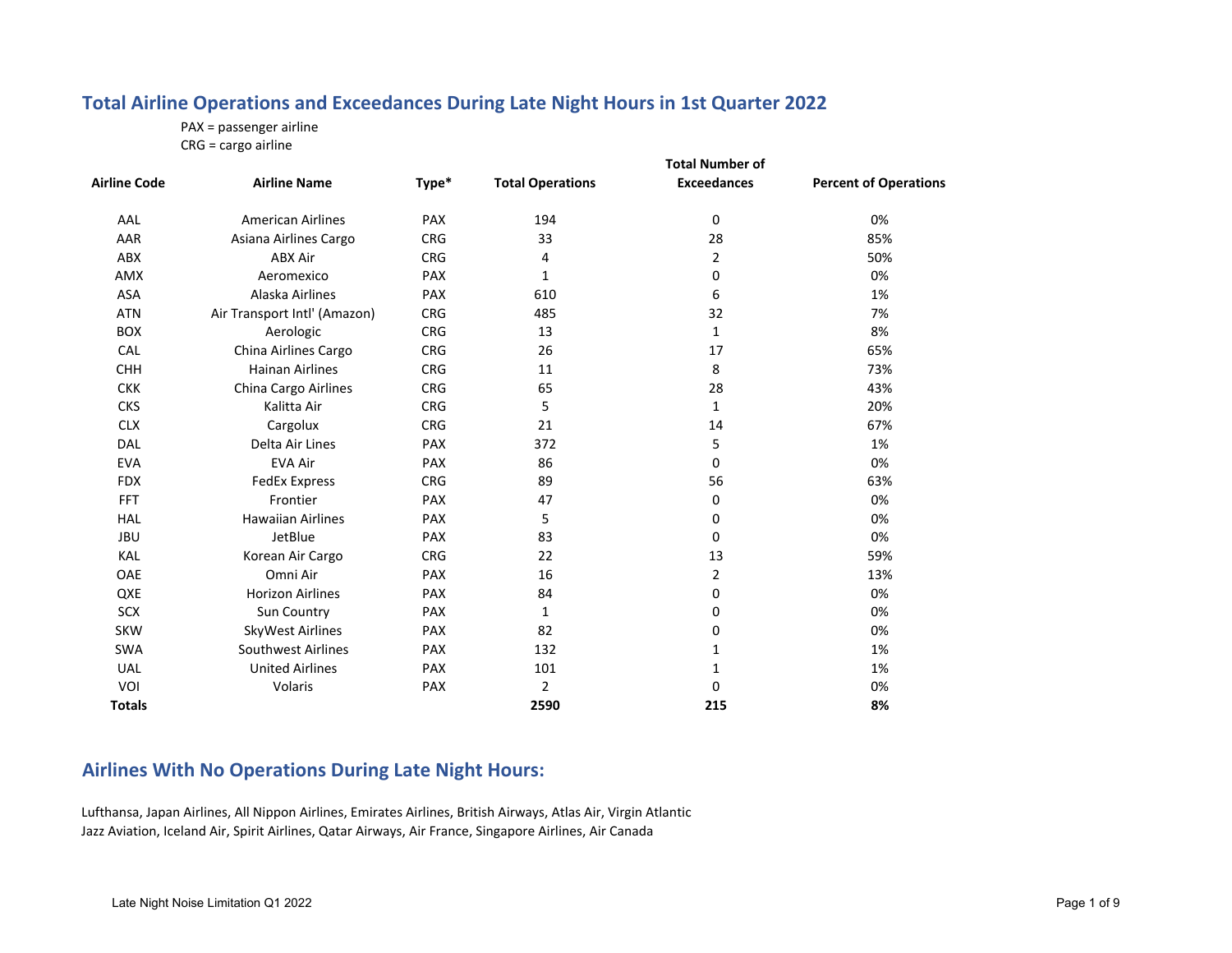## Total Airline Operations and Exceedances During Late Night Hours in 1st Quarter 2022

PAX = passenger airline
CRG = cargo airline

| Airline Code | Airline Name | Type* | Total Operations | Total Number of Exceedances | Percent of Operations |
|---|---|---|---|---|---|
| AAL | American Airlines | PAX | 194 | 0 | 0% |
| AAR | Asiana Airlines Cargo | CRG | 33 | 28 | 85% |
| ABX | ABX Air | CRG | 4 | 2 | 50% |
| AMX | Aeromexico | PAX | 1 | 0 | 0% |
| ASA | Alaska Airlines | PAX | 610 | 6 | 1% |
| ATN | Air Transport Intl' (Amazon) | CRG | 485 | 32 | 7% |
| BOX | Aerologic | CRG | 13 | 1 | 8% |
| CAL | China Airlines Cargo | CRG | 26 | 17 | 65% |
| CHH | Hainan Airlines | CRG | 11 | 8 | 73% |
| CKK | China Cargo Airlines | CRG | 65 | 28 | 43% |
| CKS | Kalitta Air | CRG | 5 | 1 | 20% |
| CLX | Cargolux | CRG | 21 | 14 | 67% |
| DAL | Delta Air Lines | PAX | 372 | 5 | 1% |
| EVA | EVA Air | PAX | 86 | 0 | 0% |
| FDX | FedEx Express | CRG | 89 | 56 | 63% |
| FFT | Frontier | PAX | 47 | 0 | 0% |
| HAL | Hawaiian Airlines | PAX | 5 | 0 | 0% |
| JBU | JetBlue | PAX | 83 | 0 | 0% |
| KAL | Korean Air Cargo | CRG | 22 | 13 | 59% |
| OAE | Omni Air | PAX | 16 | 2 | 13% |
| QXE | Horizon Airlines | PAX | 84 | 0 | 0% |
| SCX | Sun Country | PAX | 1 | 0 | 0% |
| SKW | SkyWest Airlines | PAX | 82 | 0 | 0% |
| SWA | Southwest Airlines | PAX | 132 | 1 | 1% |
| UAL | United Airlines | PAX | 101 | 1 | 1% |
| VOI | Volaris | PAX | 2 | 0 | 0% |
| **Totals** | | | **2590** | **215** | **8%** |

## Airlines With No Operations During Late Night Hours:

Lufthansa, Japan Airlines, All Nippon Airlines, Emirates Airlines, British Airways, Atlas Air, Virgin Atlantic
Jazz Aviation, Iceland Air, Spirit Airlines, Qatar Airways, Air France, Singapore Airlines, Air Canada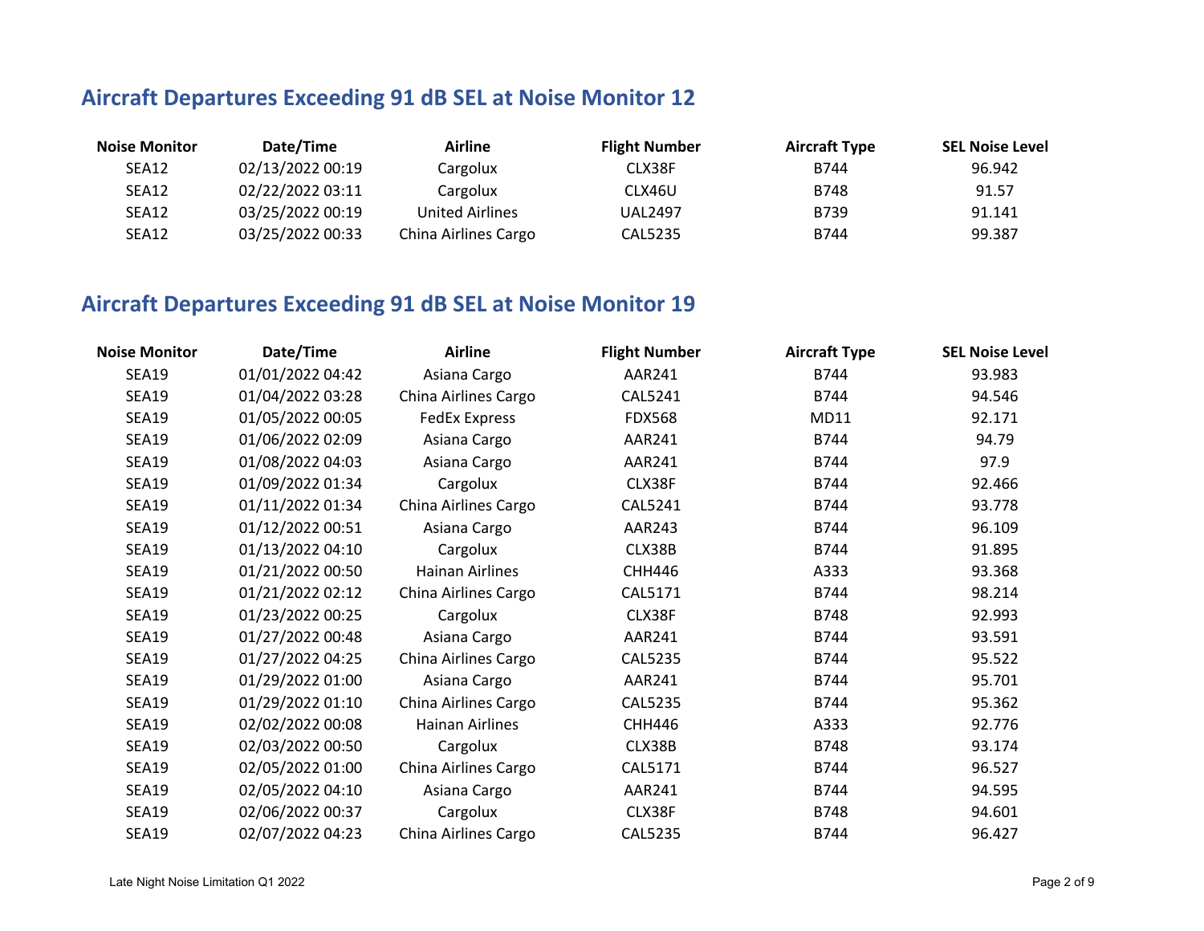## Aircraft Departures Exceeding 91 dB SEL at Noise Monitor 12

| Noise Monitor | Date/Time | Airline | Flight Number | Aircraft Type | SEL Noise Level |
|---|---|---|---|---|---|
| SEA12 | 02/13/2022 00:19 | Cargolux | CLX38F | B744 | 96.942 |
| SEA12 | 02/22/2022 03:11 | Cargolux | CLX46U | B748 | 91.57 |
| SEA12 | 03/25/2022 00:19 | United Airlines | UAL2497 | B739 | 91.141 |
| SEA12 | 03/25/2022 00:33 | China Airlines Cargo | CAL5235 | B744 | 99.387 |

## Aircraft Departures Exceeding 91 dB SEL at Noise Monitor 19

| Noise Monitor | Date/Time | Airline | Flight Number | Aircraft Type | SEL Noise Level |
|---|---|---|---|---|---|
| SEA19 | 01/01/2022 04:42 | Asiana Cargo | AAR241 | B744 | 93.983 |
| SEA19 | 01/04/2022 03:28 | China Airlines Cargo | CAL5241 | B744 | 94.546 |
| SEA19 | 01/05/2022 00:05 | FedEx Express | FDX568 | MD11 | 92.171 |
| SEA19 | 01/06/2022 02:09 | Asiana Cargo | AAR241 | B744 | 94.79 |
| SEA19 | 01/08/2022 04:03 | Asiana Cargo | AAR241 | B744 | 97.9 |
| SEA19 | 01/09/2022 01:34 | Cargolux | CLX38F | B744 | 92.466 |
| SEA19 | 01/11/2022 01:34 | China Airlines Cargo | CAL5241 | B744 | 93.778 |
| SEA19 | 01/12/2022 00:51 | Asiana Cargo | AAR243 | B744 | 96.109 |
| SEA19 | 01/13/2022 04:10 | Cargolux | CLX38B | B744 | 91.895 |
| SEA19 | 01/21/2022 00:50 | Hainan Airlines | CHH446 | A333 | 93.368 |
| SEA19 | 01/21/2022 02:12 | China Airlines Cargo | CAL5171 | B744 | 98.214 |
| SEA19 | 01/23/2022 00:25 | Cargolux | CLX38F | B748 | 92.993 |
| SEA19 | 01/27/2022 00:48 | Asiana Cargo | AAR241 | B744 | 93.591 |
| SEA19 | 01/27/2022 04:25 | China Airlines Cargo | CAL5235 | B744 | 95.522 |
| SEA19 | 01/29/2022 01:00 | Asiana Cargo | AAR241 | B744 | 95.701 |
| SEA19 | 01/29/2022 01:10 | China Airlines Cargo | CAL5235 | B744 | 95.362 |
| SEA19 | 02/02/2022 00:08 | Hainan Airlines | CHH446 | A333 | 92.776 |
| SEA19 | 02/03/2022 00:50 | Cargolux | CLX38B | B748 | 93.174 |
| SEA19 | 02/05/2022 01:00 | China Airlines Cargo | CAL5171 | B744 | 96.527 |
| SEA19 | 02/05/2022 04:10 | Asiana Cargo | AAR241 | B744 | 94.595 |
| SEA19 | 02/06/2022 00:37 | Cargolux | CLX38F | B748 | 94.601 |
| SEA19 | 02/07/2022 04:23 | China Airlines Cargo | CAL5235 | B744 | 96.427 |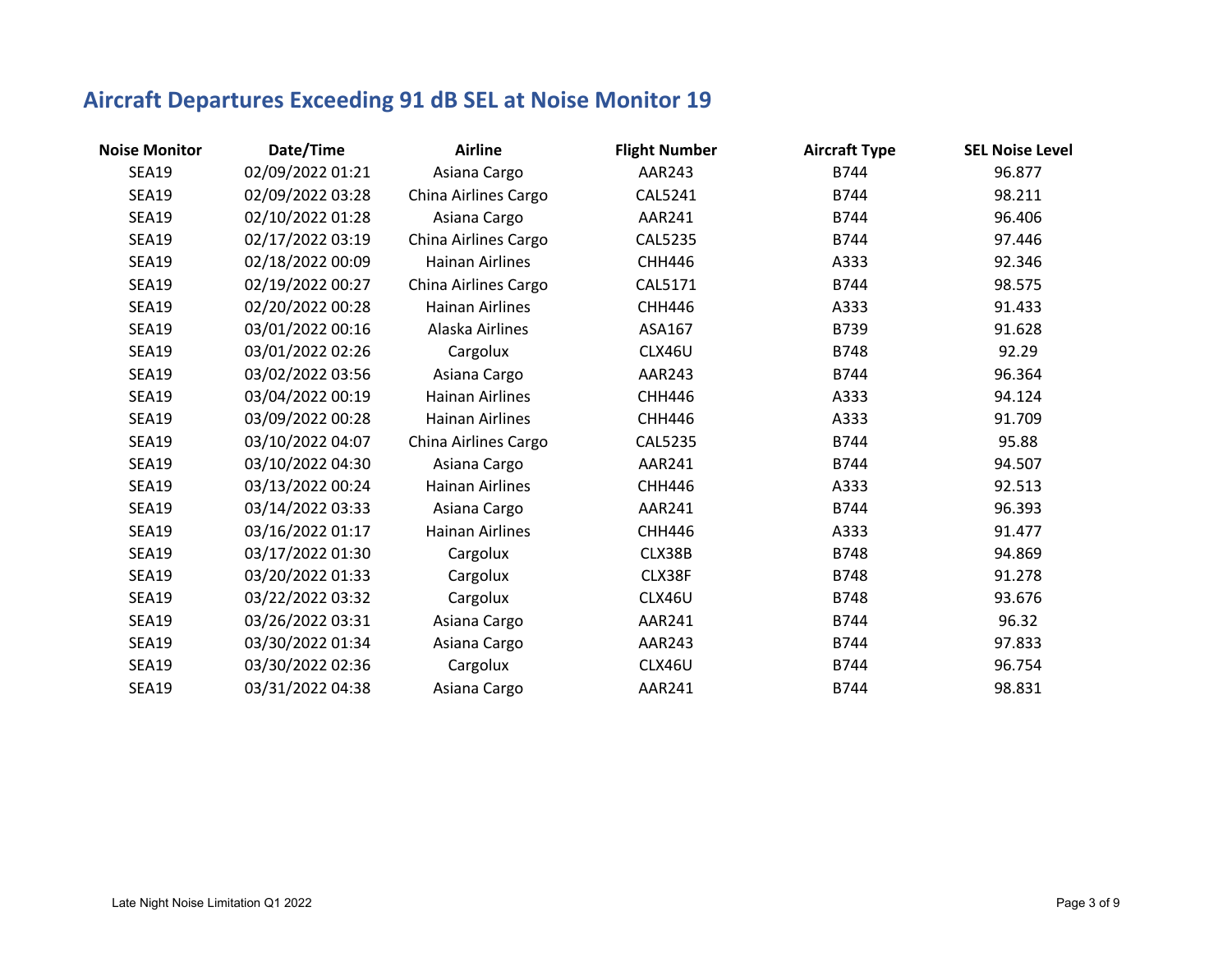## Aircraft Departures Exceeding 91 dB SEL at Noise Monitor 19

| Noise Monitor | Date/Time | Airline | Flight Number | Aircraft Type | SEL Noise Level |
|---|---|---|---|---|---|
| SEA19 | 02/09/2022 01:21 | Asiana Cargo | AAR243 | B744 | 96.877 |
| SEA19 | 02/09/2022 03:28 | China Airlines Cargo | CAL5241 | B744 | 98.211 |
| SEA19 | 02/10/2022 01:28 | Asiana Cargo | AAR241 | B744 | 96.406 |
| SEA19 | 02/17/2022 03:19 | China Airlines Cargo | CAL5235 | B744 | 97.446 |
| SEA19 | 02/18/2022 00:09 | Hainan Airlines | CHH446 | A333 | 92.346 |
| SEA19 | 02/19/2022 00:27 | China Airlines Cargo | CAL5171 | B744 | 98.575 |
| SEA19 | 02/20/2022 00:28 | Hainan Airlines | CHH446 | A333 | 91.433 |
| SEA19 | 03/01/2022 00:16 | Alaska Airlines | ASA167 | B739 | 91.628 |
| SEA19 | 03/01/2022 02:26 | Cargolux | CLX46U | B748 | 92.29 |
| SEA19 | 03/02/2022 03:56 | Asiana Cargo | AAR243 | B744 | 96.364 |
| SEA19 | 03/04/2022 00:19 | Hainan Airlines | CHH446 | A333 | 94.124 |
| SEA19 | 03/09/2022 00:28 | Hainan Airlines | CHH446 | A333 | 91.709 |
| SEA19 | 03/10/2022 04:07 | China Airlines Cargo | CAL5235 | B744 | 95.88 |
| SEA19 | 03/10/2022 04:30 | Asiana Cargo | AAR241 | B744 | 94.507 |
| SEA19 | 03/13/2022 00:24 | Hainan Airlines | CHH446 | A333 | 92.513 |
| SEA19 | 03/14/2022 03:33 | Asiana Cargo | AAR241 | B744 | 96.393 |
| SEA19 | 03/16/2022 01:17 | Hainan Airlines | CHH446 | A333 | 91.477 |
| SEA19 | 03/17/2022 01:30 | Cargolux | CLX38B | B748 | 94.869 |
| SEA19 | 03/20/2022 01:33 | Cargolux | CLX38F | B748 | 91.278 |
| SEA19 | 03/22/2022 03:32 | Cargolux | CLX46U | B748 | 93.676 |
| SEA19 | 03/26/2022 03:31 | Asiana Cargo | AAR241 | B744 | 96.32 |
| SEA19 | 03/30/2022 01:34 | Asiana Cargo | AAR243 | B744 | 97.833 |
| SEA19 | 03/30/2022 02:36 | Cargolux | CLX46U | B744 | 96.754 |
| SEA19 | 03/31/2022 04:38 | Asiana Cargo | AAR241 | B744 | 98.831 |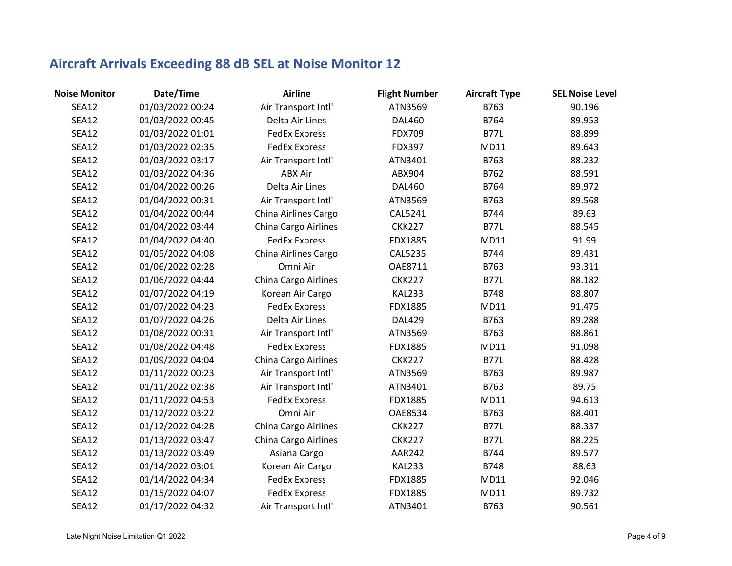## Aircraft Arrivals Exceeding 88 dB SEL at Noise Monitor 12

| Noise Monitor | Date/Time | Airline | Flight Number | Aircraft Type | SEL Noise Level |
|---|---|---|---|---|---|
| SEA12 | 01/03/2022 00:24 | Air Transport Intl' | ATN3569 | B763 | 90.196 |
| SEA12 | 01/03/2022 00:45 | Delta Air Lines | DAL460 | B764 | 89.953 |
| SEA12 | 01/03/2022 01:01 | FedEx Express | FDX709 | B77L | 88.899 |
| SEA12 | 01/03/2022 02:35 | FedEx Express | FDX397 | MD11 | 89.643 |
| SEA12 | 01/03/2022 03:17 | Air Transport Intl' | ATN3401 | B763 | 88.232 |
| SEA12 | 01/03/2022 04:36 | ABX Air | ABX904 | B762 | 88.591 |
| SEA12 | 01/04/2022 00:26 | Delta Air Lines | DAL460 | B764 | 89.972 |
| SEA12 | 01/04/2022 00:31 | Air Transport Intl' | ATN3569 | B763 | 89.568 |
| SEA12 | 01/04/2022 00:44 | China Airlines Cargo | CAL5241 | B744 | 89.63 |
| SEA12 | 01/04/2022 03:44 | China Cargo Airlines | CKK227 | B77L | 88.545 |
| SEA12 | 01/04/2022 04:40 | FedEx Express | FDX1885 | MD11 | 91.99 |
| SEA12 | 01/05/2022 04:08 | China Airlines Cargo | CAL5235 | B744 | 89.431 |
| SEA12 | 01/06/2022 02:28 | Omni Air | OAE8711 | B763 | 93.311 |
| SEA12 | 01/06/2022 04:44 | China Cargo Airlines | CKK227 | B77L | 88.182 |
| SEA12 | 01/07/2022 04:19 | Korean Air Cargo | KAL233 | B748 | 88.807 |
| SEA12 | 01/07/2022 04:23 | FedEx Express | FDX1885 | MD11 | 91.475 |
| SEA12 | 01/07/2022 04:26 | Delta Air Lines | DAL429 | B763 | 89.288 |
| SEA12 | 01/08/2022 00:31 | Air Transport Intl' | ATN3569 | B763 | 88.861 |
| SEA12 | 01/08/2022 04:48 | FedEx Express | FDX1885 | MD11 | 91.098 |
| SEA12 | 01/09/2022 04:04 | China Cargo Airlines | CKK227 | B77L | 88.428 |
| SEA12 | 01/11/2022 00:23 | Air Transport Intl' | ATN3569 | B763 | 89.987 |
| SEA12 | 01/11/2022 02:38 | Air Transport Intl' | ATN3401 | B763 | 89.75 |
| SEA12 | 01/11/2022 04:53 | FedEx Express | FDX1885 | MD11 | 94.613 |
| SEA12 | 01/12/2022 03:22 | Omni Air | OAE8534 | B763 | 88.401 |
| SEA12 | 01/12/2022 04:28 | China Cargo Airlines | CKK227 | B77L | 88.337 |
| SEA12 | 01/13/2022 03:47 | China Cargo Airlines | CKK227 | B77L | 88.225 |
| SEA12 | 01/13/2022 03:49 | Asiana Cargo | AAR242 | B744 | 89.577 |
| SEA12 | 01/14/2022 03:01 | Korean Air Cargo | KAL233 | B748 | 88.63 |
| SEA12 | 01/14/2022 04:34 | FedEx Express | FDX1885 | MD11 | 92.046 |
| SEA12 | 01/15/2022 04:07 | FedEx Express | FDX1885 | MD11 | 89.732 |
| SEA12 | 01/17/2022 04:32 | Air Transport Intl' | ATN3401 | B763 | 90.561 |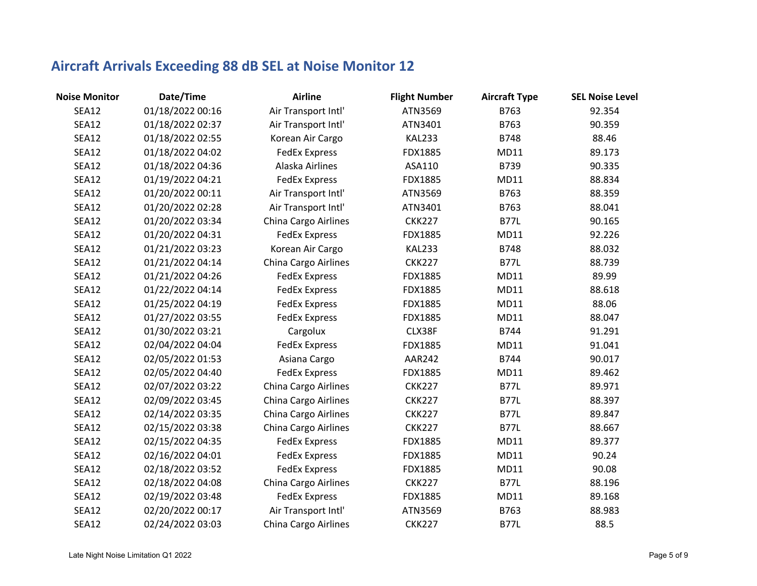## Aircraft Arrivals Exceeding 88 dB SEL at Noise Monitor 12

| Noise Monitor | Date/Time | Airline | Flight Number | Aircraft Type | SEL Noise Level |
|---|---|---|---|---|---|
| SEA12 | 01/18/2022 00:16 | Air Transport Intl' | ATN3569 | B763 | 92.354 |
| SEA12 | 01/18/2022 02:37 | Air Transport Intl' | ATN3401 | B763 | 90.359 |
| SEA12 | 01/18/2022 02:55 | Korean Air Cargo | KAL233 | B748 | 88.46 |
| SEA12 | 01/18/2022 04:02 | FedEx Express | FDX1885 | MD11 | 89.173 |
| SEA12 | 01/18/2022 04:36 | Alaska Airlines | ASA110 | B739 | 90.335 |
| SEA12 | 01/19/2022 04:21 | FedEx Express | FDX1885 | MD11 | 88.834 |
| SEA12 | 01/20/2022 00:11 | Air Transport Intl' | ATN3569 | B763 | 88.359 |
| SEA12 | 01/20/2022 02:28 | Air Transport Intl' | ATN3401 | B763 | 88.041 |
| SEA12 | 01/20/2022 03:34 | China Cargo Airlines | CKK227 | B77L | 90.165 |
| SEA12 | 01/20/2022 04:31 | FedEx Express | FDX1885 | MD11 | 92.226 |
| SEA12 | 01/21/2022 03:23 | Korean Air Cargo | KAL233 | B748 | 88.032 |
| SEA12 | 01/21/2022 04:14 | China Cargo Airlines | CKK227 | B77L | 88.739 |
| SEA12 | 01/21/2022 04:26 | FedEx Express | FDX1885 | MD11 | 89.99 |
| SEA12 | 01/22/2022 04:14 | FedEx Express | FDX1885 | MD11 | 88.618 |
| SEA12 | 01/25/2022 04:19 | FedEx Express | FDX1885 | MD11 | 88.06 |
| SEA12 | 01/27/2022 03:55 | FedEx Express | FDX1885 | MD11 | 88.047 |
| SEA12 | 01/30/2022 03:21 | Cargolux | CLX38F | B744 | 91.291 |
| SEA12 | 02/04/2022 04:04 | FedEx Express | FDX1885 | MD11 | 91.041 |
| SEA12 | 02/05/2022 01:53 | Asiana Cargo | AAR242 | B744 | 90.017 |
| SEA12 | 02/05/2022 04:40 | FedEx Express | FDX1885 | MD11 | 89.462 |
| SEA12 | 02/07/2022 03:22 | China Cargo Airlines | CKK227 | B77L | 89.971 |
| SEA12 | 02/09/2022 03:45 | China Cargo Airlines | CKK227 | B77L | 88.397 |
| SEA12 | 02/14/2022 03:35 | China Cargo Airlines | CKK227 | B77L | 89.847 |
| SEA12 | 02/15/2022 03:38 | China Cargo Airlines | CKK227 | B77L | 88.667 |
| SEA12 | 02/15/2022 04:35 | FedEx Express | FDX1885 | MD11 | 89.377 |
| SEA12 | 02/16/2022 04:01 | FedEx Express | FDX1885 | MD11 | 90.24 |
| SEA12 | 02/18/2022 03:52 | FedEx Express | FDX1885 | MD11 | 90.08 |
| SEA12 | 02/18/2022 04:08 | China Cargo Airlines | CKK227 | B77L | 88.196 |
| SEA12 | 02/19/2022 03:48 | FedEx Express | FDX1885 | MD11 | 89.168 |
| SEA12 | 02/20/2022 00:17 | Air Transport Intl' | ATN3569 | B763 | 88.983 |
| SEA12 | 02/24/2022 03:03 | China Cargo Airlines | CKK227 | B77L | 88.5 |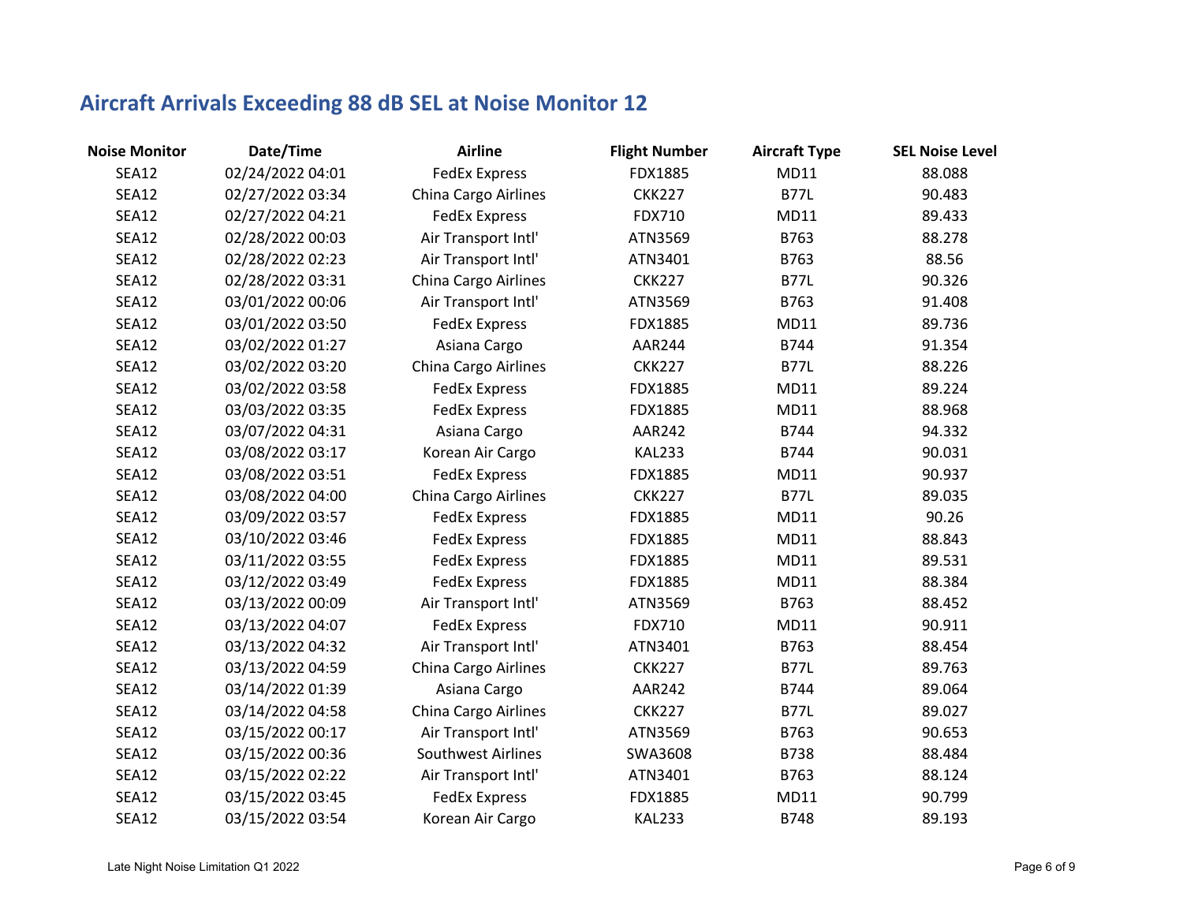## Aircraft Arrivals Exceeding 88 dB SEL at Noise Monitor 12

| Noise Monitor | Date/Time | Airline | Flight Number | Aircraft Type | SEL Noise Level |
|---|---|---|---|---|---|
| SEA12 | 02/24/2022 04:01 | FedEx Express | FDX1885 | MD11 | 88.088 |
| SEA12 | 02/27/2022 03:34 | China Cargo Airlines | CKK227 | B77L | 90.483 |
| SEA12 | 02/27/2022 04:21 | FedEx Express | FDX710 | MD11 | 89.433 |
| SEA12 | 02/28/2022 00:03 | Air Transport Intl' | ATN3569 | B763 | 88.278 |
| SEA12 | 02/28/2022 02:23 | Air Transport Intl' | ATN3401 | B763 | 88.56 |
| SEA12 | 02/28/2022 03:31 | China Cargo Airlines | CKK227 | B77L | 90.326 |
| SEA12 | 03/01/2022 00:06 | Air Transport Intl' | ATN3569 | B763 | 91.408 |
| SEA12 | 03/01/2022 03:50 | FedEx Express | FDX1885 | MD11 | 89.736 |
| SEA12 | 03/02/2022 01:27 | Asiana Cargo | AAR244 | B744 | 91.354 |
| SEA12 | 03/02/2022 03:20 | China Cargo Airlines | CKK227 | B77L | 88.226 |
| SEA12 | 03/02/2022 03:58 | FedEx Express | FDX1885 | MD11 | 89.224 |
| SEA12 | 03/03/2022 03:35 | FedEx Express | FDX1885 | MD11 | 88.968 |
| SEA12 | 03/07/2022 04:31 | Asiana Cargo | AAR242 | B744 | 94.332 |
| SEA12 | 03/08/2022 03:17 | Korean Air Cargo | KAL233 | B744 | 90.031 |
| SEA12 | 03/08/2022 03:51 | FedEx Express | FDX1885 | MD11 | 90.937 |
| SEA12 | 03/08/2022 04:00 | China Cargo Airlines | CKK227 | B77L | 89.035 |
| SEA12 | 03/09/2022 03:57 | FedEx Express | FDX1885 | MD11 | 90.26 |
| SEA12 | 03/10/2022 03:46 | FedEx Express | FDX1885 | MD11 | 88.843 |
| SEA12 | 03/11/2022 03:55 | FedEx Express | FDX1885 | MD11 | 89.531 |
| SEA12 | 03/12/2022 03:49 | FedEx Express | FDX1885 | MD11 | 88.384 |
| SEA12 | 03/13/2022 00:09 | Air Transport Intl' | ATN3569 | B763 | 88.452 |
| SEA12 | 03/13/2022 04:07 | FedEx Express | FDX710 | MD11 | 90.911 |
| SEA12 | 03/13/2022 04:32 | Air Transport Intl' | ATN3401 | B763 | 88.454 |
| SEA12 | 03/13/2022 04:59 | China Cargo Airlines | CKK227 | B77L | 89.763 |
| SEA12 | 03/14/2022 01:39 | Asiana Cargo | AAR242 | B744 | 89.064 |
| SEA12 | 03/14/2022 04:58 | China Cargo Airlines | CKK227 | B77L | 89.027 |
| SEA12 | 03/15/2022 00:17 | Air Transport Intl' | ATN3569 | B763 | 90.653 |
| SEA12 | 03/15/2022 00:36 | Southwest Airlines | SWA3608 | B738 | 88.484 |
| SEA12 | 03/15/2022 02:22 | Air Transport Intl' | ATN3401 | B763 | 88.124 |
| SEA12 | 03/15/2022 03:45 | FedEx Express | FDX1885 | MD11 | 90.799 |
| SEA12 | 03/15/2022 03:54 | Korean Air Cargo | KAL233 | B748 | 89.193 |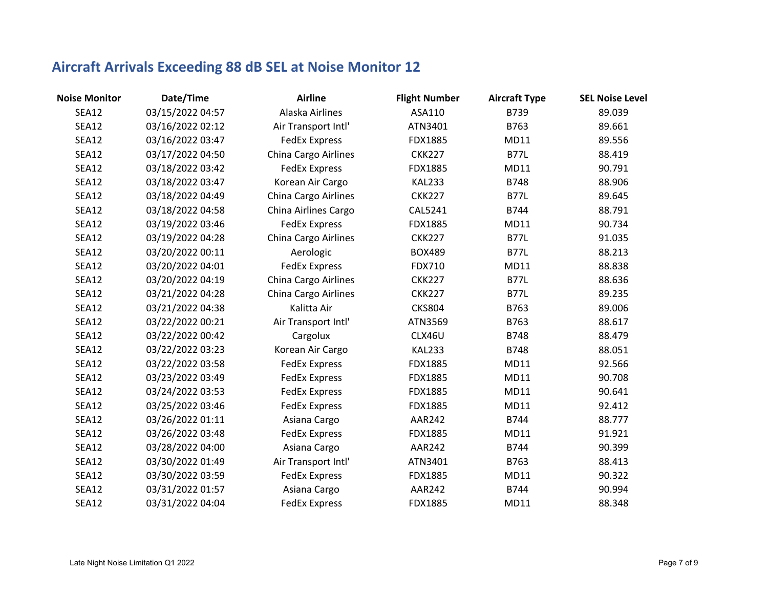# Aircraft Arrivals Exceeding 88 dB SEL at Noise Monitor 12

| Noise Monitor | Date/Time | Airline | Flight Number | Aircraft Type | SEL Noise Level |
|---|---|---|---|---|---|
| SEA12 | 03/15/2022 04:57 | Alaska Airlines | ASA110 | B739 | 89.039 |
| SEA12 | 03/16/2022 02:12 | Air Transport Intl' | ATN3401 | B763 | 89.661 |
| SEA12 | 03/16/2022 03:47 | FedEx Express | FDX1885 | MD11 | 89.556 |
| SEA12 | 03/17/2022 04:50 | China Cargo Airlines | CKK227 | B77L | 88.419 |
| SEA12 | 03/18/2022 03:42 | FedEx Express | FDX1885 | MD11 | 90.791 |
| SEA12 | 03/18/2022 03:47 | Korean Air Cargo | KAL233 | B748 | 88.906 |
| SEA12 | 03/18/2022 04:49 | China Cargo Airlines | CKK227 | B77L | 89.645 |
| SEA12 | 03/18/2022 04:58 | China Airlines Cargo | CAL5241 | B744 | 88.791 |
| SEA12 | 03/19/2022 03:46 | FedEx Express | FDX1885 | MD11 | 90.734 |
| SEA12 | 03/19/2022 04:28 | China Cargo Airlines | CKK227 | B77L | 91.035 |
| SEA12 | 03/20/2022 00:11 | Aerologic | BOX489 | B77L | 88.213 |
| SEA12 | 03/20/2022 04:01 | FedEx Express | FDX710 | MD11 | 88.838 |
| SEA12 | 03/20/2022 04:19 | China Cargo Airlines | CKK227 | B77L | 88.636 |
| SEA12 | 03/21/2022 04:28 | China Cargo Airlines | CKK227 | B77L | 89.235 |
| SEA12 | 03/21/2022 04:38 | Kalitta Air | CKS804 | B763 | 89.006 |
| SEA12 | 03/22/2022 00:21 | Air Transport Intl' | ATN3569 | B763 | 88.617 |
| SEA12 | 03/22/2022 00:42 | Cargolux | CLX46U | B748 | 88.479 |
| SEA12 | 03/22/2022 03:23 | Korean Air Cargo | KAL233 | B748 | 88.051 |
| SEA12 | 03/22/2022 03:58 | FedEx Express | FDX1885 | MD11 | 92.566 |
| SEA12 | 03/23/2022 03:49 | FedEx Express | FDX1885 | MD11 | 90.708 |
| SEA12 | 03/24/2022 03:53 | FedEx Express | FDX1885 | MD11 | 90.641 |
| SEA12 | 03/25/2022 03:46 | FedEx Express | FDX1885 | MD11 | 92.412 |
| SEA12 | 03/26/2022 01:11 | Asiana Cargo | AAR242 | B744 | 88.777 |
| SEA12 | 03/26/2022 03:48 | FedEx Express | FDX1885 | MD11 | 91.921 |
| SEA12 | 03/28/2022 04:00 | Asiana Cargo | AAR242 | B744 | 90.399 |
| SEA12 | 03/30/2022 01:49 | Air Transport Intl' | ATN3401 | B763 | 88.413 |
| SEA12 | 03/30/2022 03:59 | FedEx Express | FDX1885 | MD11 | 90.322 |
| SEA12 | 03/31/2022 01:57 | Asiana Cargo | AAR242 | B744 | 90.994 |
| SEA12 | 03/31/2022 04:04 | FedEx Express | FDX1885 | MD11 | 88.348 |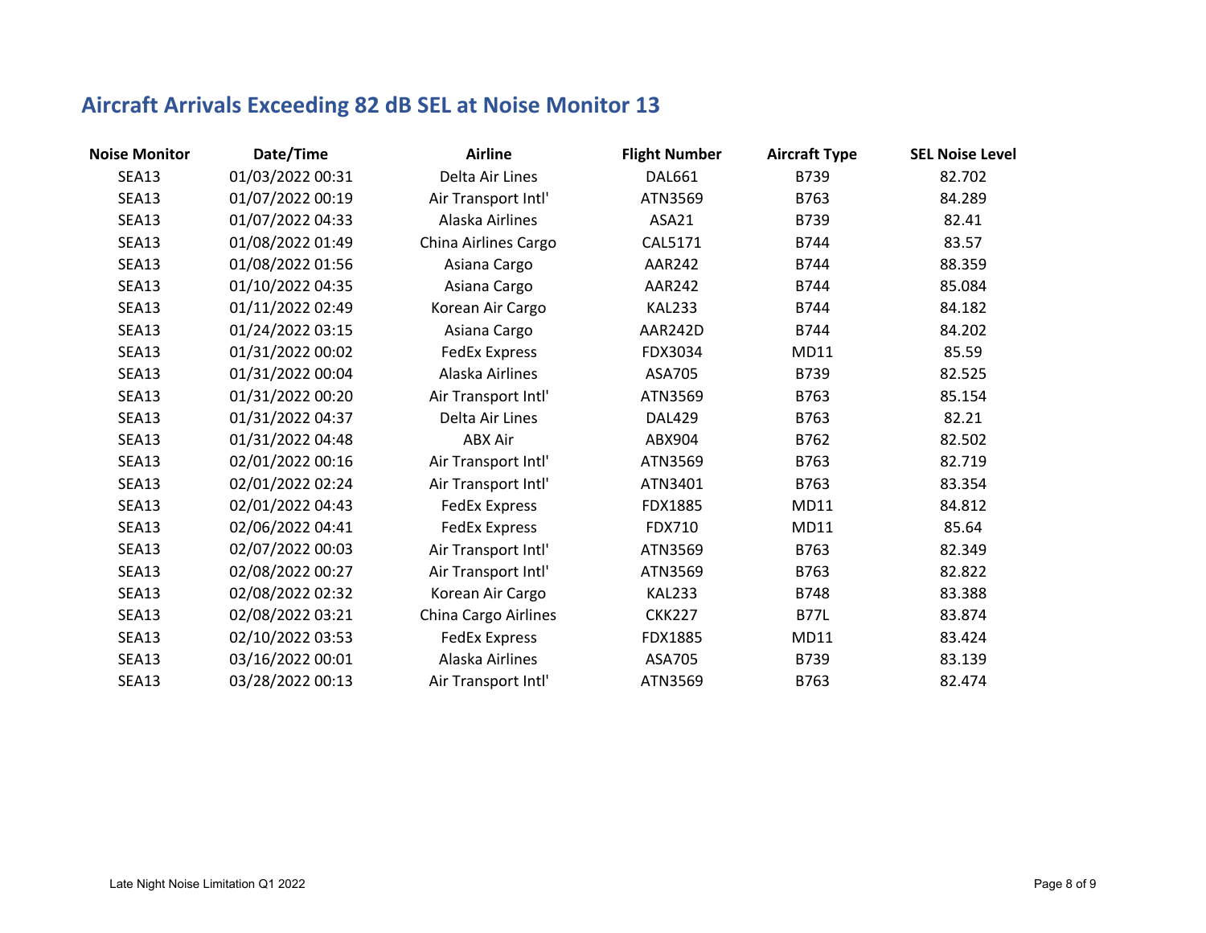## Aircraft Arrivals Exceeding 82 dB SEL at Noise Monitor 13

| Noise Monitor | Date/Time | Airline | Flight Number | Aircraft Type | SEL Noise Level |
|---|---|---|---|---|---|
| SEA13 | 01/03/2022 00:31 | Delta Air Lines | DAL661 | B739 | 82.702 |
| SEA13 | 01/07/2022 00:19 | Air Transport Intl' | ATN3569 | B763 | 84.289 |
| SEA13 | 01/07/2022 04:33 | Alaska Airlines | ASA21 | B739 | 82.41 |
| SEA13 | 01/08/2022 01:49 | China Airlines Cargo | CAL5171 | B744 | 83.57 |
| SEA13 | 01/08/2022 01:56 | Asiana Cargo | AAR242 | B744 | 88.359 |
| SEA13 | 01/10/2022 04:35 | Asiana Cargo | AAR242 | B744 | 85.084 |
| SEA13 | 01/11/2022 02:49 | Korean Air Cargo | KAL233 | B744 | 84.182 |
| SEA13 | 01/24/2022 03:15 | Asiana Cargo | AAR242D | B744 | 84.202 |
| SEA13 | 01/31/2022 00:02 | FedEx Express | FDX3034 | MD11 | 85.59 |
| SEA13 | 01/31/2022 00:04 | Alaska Airlines | ASA705 | B739 | 82.525 |
| SEA13 | 01/31/2022 00:20 | Air Transport Intl' | ATN3569 | B763 | 85.154 |
| SEA13 | 01/31/2022 04:37 | Delta Air Lines | DAL429 | B763 | 82.21 |
| SEA13 | 01/31/2022 04:48 | ABX Air | ABX904 | B762 | 82.502 |
| SEA13 | 02/01/2022 00:16 | Air Transport Intl' | ATN3569 | B763 | 82.719 |
| SEA13 | 02/01/2022 02:24 | Air Transport Intl' | ATN3401 | B763 | 83.354 |
| SEA13 | 02/01/2022 04:43 | FedEx Express | FDX1885 | MD11 | 84.812 |
| SEA13 | 02/06/2022 04:41 | FedEx Express | FDX710 | MD11 | 85.64 |
| SEA13 | 02/07/2022 00:03 | Air Transport Intl' | ATN3569 | B763 | 82.349 |
| SEA13 | 02/08/2022 00:27 | Air Transport Intl' | ATN3569 | B763 | 82.822 |
| SEA13 | 02/08/2022 02:32 | Korean Air Cargo | KAL233 | B748 | 83.388 |
| SEA13 | 02/08/2022 03:21 | China Cargo Airlines | CKK227 | B77L | 83.874 |
| SEA13 | 02/10/2022 03:53 | FedEx Express | FDX1885 | MD11 | 83.424 |
| SEA13 | 03/16/2022 00:01 | Alaska Airlines | ASA705 | B739 | 83.139 |
| SEA13 | 03/28/2022 00:13 | Air Transport Intl' | ATN3569 | B763 | 82.474 |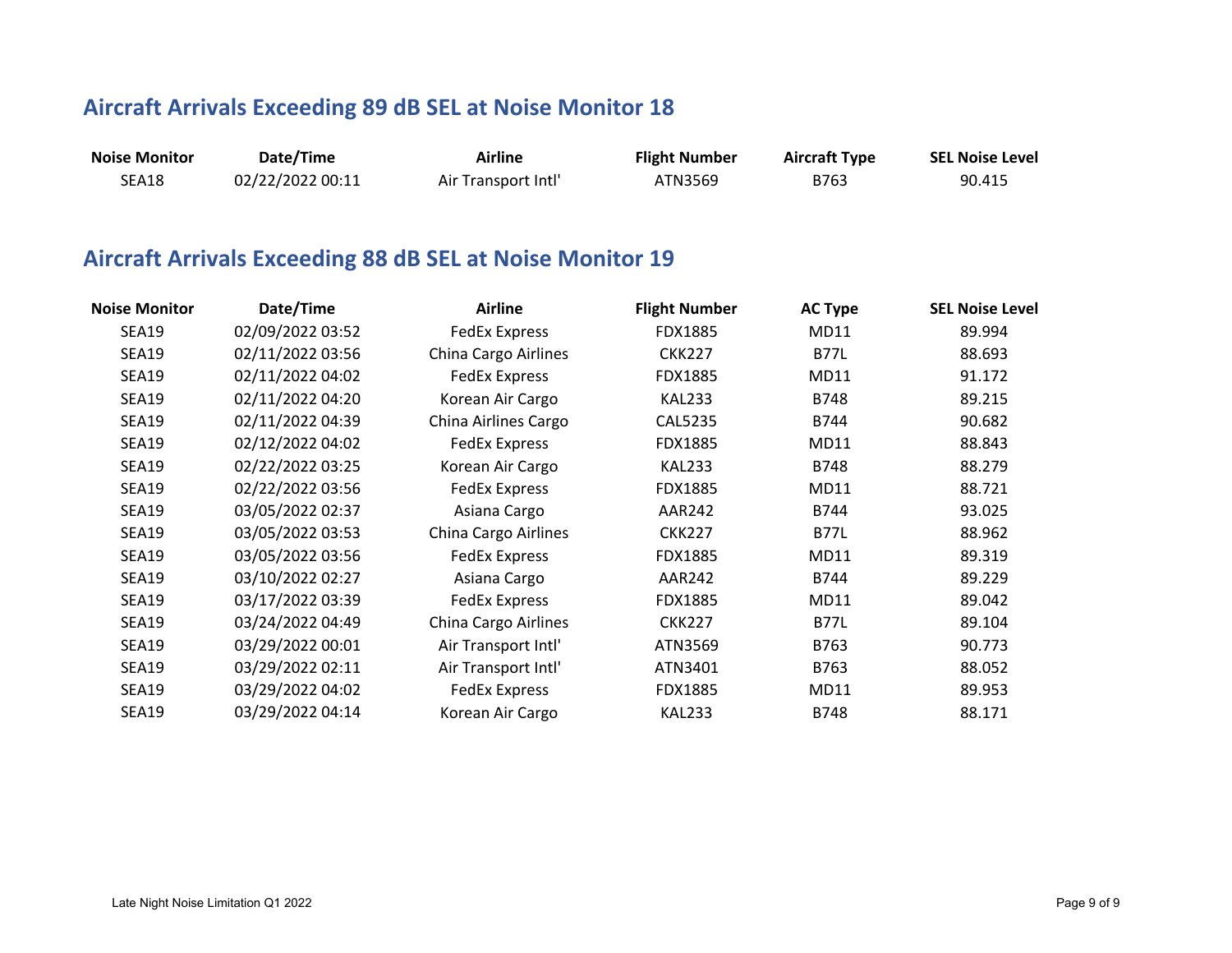## Aircraft Arrivals Exceeding 89 dB SEL at Noise Monitor 18

| Noise Monitor | Date/Time | Airline | Flight Number | Aircraft Type | SEL Noise Level |
|---|---|---|---|---|---|
| SEA18 | 02/22/2022 00:11 | Air Transport Intl' | ATN3569 | B763 | 90.415 |

## Aircraft Arrivals Exceeding 88 dB SEL at Noise Monitor 19

| Noise Monitor | Date/Time | Airline | Flight Number | AC Type | SEL Noise Level |
|---|---|---|---|---|---|
| SEA19 | 02/09/2022 03:52 | FedEx Express | FDX1885 | MD11 | 89.994 |
| SEA19 | 02/11/2022 03:56 | China Cargo Airlines | CKK227 | B77L | 88.693 |
| SEA19 | 02/11/2022 04:02 | FedEx Express | FDX1885 | MD11 | 91.172 |
| SEA19 | 02/11/2022 04:20 | Korean Air Cargo | KAL233 | B748 | 89.215 |
| SEA19 | 02/11/2022 04:39 | China Airlines Cargo | CAL5235 | B744 | 90.682 |
| SEA19 | 02/12/2022 04:02 | FedEx Express | FDX1885 | MD11 | 88.843 |
| SEA19 | 02/22/2022 03:25 | Korean Air Cargo | KAL233 | B748 | 88.279 |
| SEA19 | 02/22/2022 03:56 | FedEx Express | FDX1885 | MD11 | 88.721 |
| SEA19 | 03/05/2022 02:37 | Asiana Cargo | AAR242 | B744 | 93.025 |
| SEA19 | 03/05/2022 03:53 | China Cargo Airlines | CKK227 | B77L | 88.962 |
| SEA19 | 03/05/2022 03:56 | FedEx Express | FDX1885 | MD11 | 89.319 |
| SEA19 | 03/10/2022 02:27 | Asiana Cargo | AAR242 | B744 | 89.229 |
| SEA19 | 03/17/2022 03:39 | FedEx Express | FDX1885 | MD11 | 89.042 |
| SEA19 | 03/24/2022 04:49 | China Cargo Airlines | CKK227 | B77L | 89.104 |
| SEA19 | 03/29/2022 00:01 | Air Transport Intl' | ATN3569 | B763 | 90.773 |
| SEA19 | 03/29/2022 02:11 | Air Transport Intl' | ATN3401 | B763 | 88.052 |
| SEA19 | 03/29/2022 04:02 | FedEx Express | FDX1885 | MD11 | 89.953 |
| SEA19 | 03/29/2022 04:14 | Korean Air Cargo | KAL233 | B748 | 88.171 |